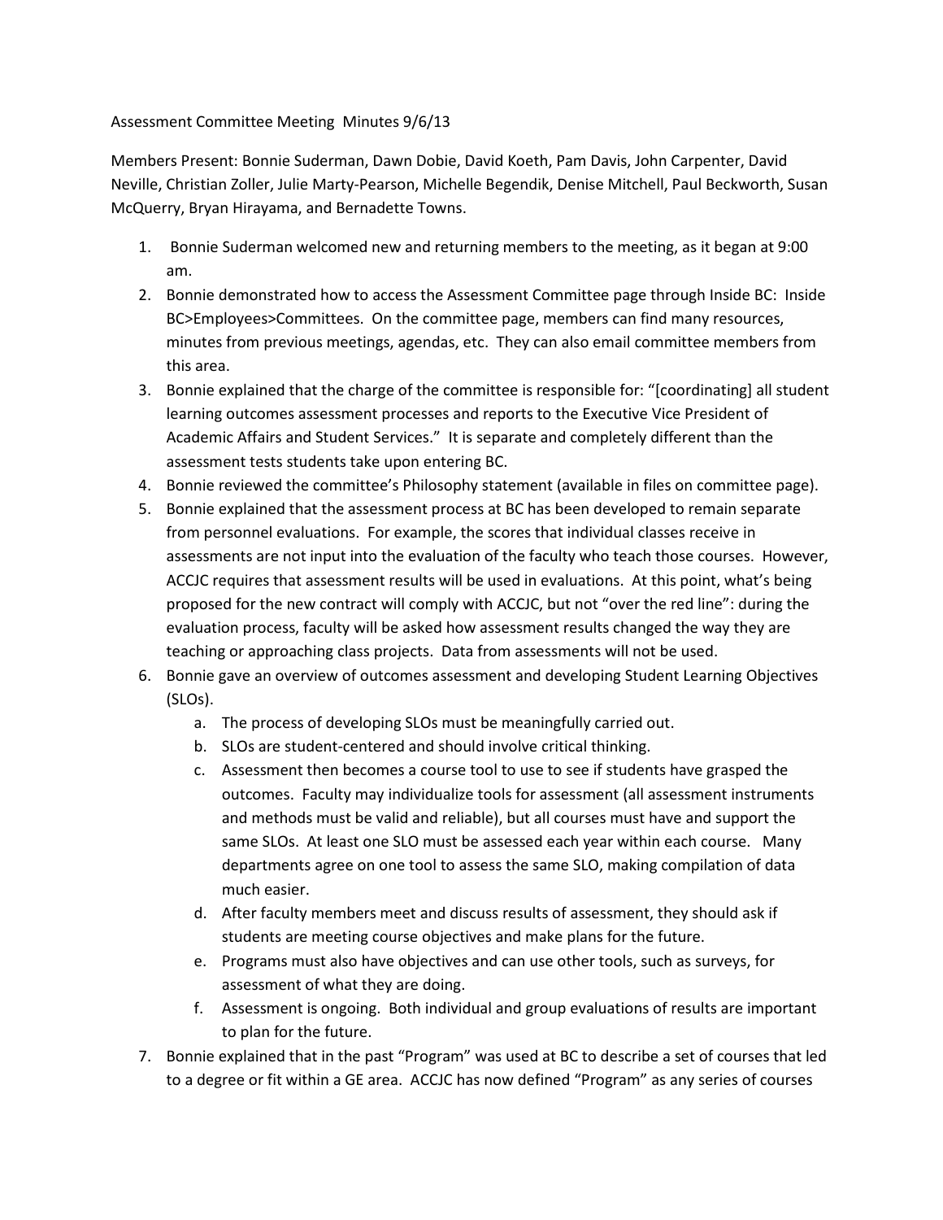Assessment Committee Meeting Minutes 9/6/13

Members Present: Bonnie Suderman, Dawn Dobie, David Koeth, Pam Davis, John Carpenter, David Neville, Christian Zoller, Julie Marty-Pearson, Michelle Begendik, Denise Mitchell, Paul Beckworth, Susan McQuerry, Bryan Hirayama, and Bernadette Towns.

1. Bonnie Suderman welcomed new and returning members to the meeting, as it began at 9:00 am.
2. Bonnie demonstrated how to access the Assessment Committee page through Inside BC: Inside BC>Employees>Committees. On the committee page, members can find many resources, minutes from previous meetings, agendas, etc. They can also email committee members from this area.
3. Bonnie explained that the charge of the committee is responsible for: "[coordinating] all student learning outcomes assessment processes and reports to the Executive Vice President of Academic Affairs and Student Services." It is separate and completely different than the assessment tests students take upon entering BC.
4. Bonnie reviewed the committee's Philosophy statement (available in files on committee page).
5. Bonnie explained that the assessment process at BC has been developed to remain separate from personnel evaluations. For example, the scores that individual classes receive in assessments are not input into the evaluation of the faculty who teach those courses. However, ACCJC requires that assessment results will be used in evaluations. At this point, what's being proposed for the new contract will comply with ACCJC, but not "over the red line": during the evaluation process, faculty will be asked how assessment results changed the way they are teaching or approaching class projects. Data from assessments will not be used.
6. Bonnie gave an overview of outcomes assessment and developing Student Learning Objectives (SLOs).
   a. The process of developing SLOs must be meaningfully carried out.
   b. SLOs are student-centered and should involve critical thinking.
   c. Assessment then becomes a course tool to use to see if students have grasped the outcomes. Faculty may individualize tools for assessment (all assessment instruments and methods must be valid and reliable), but all courses must have and support the same SLOs. At least one SLO must be assessed each year within each course. Many departments agree on one tool to assess the same SLO, making compilation of data much easier.
   d. After faculty members meet and discuss results of assessment, they should ask if students are meeting course objectives and make plans for the future.
   e. Programs must also have objectives and can use other tools, such as surveys, for assessment of what they are doing.
   f. Assessment is ongoing. Both individual and group evaluations of results are important to plan for the future.
7. Bonnie explained that in the past "Program" was used at BC to describe a set of courses that led to a degree or fit within a GE area. ACCJC has now defined "Program" as any series of courses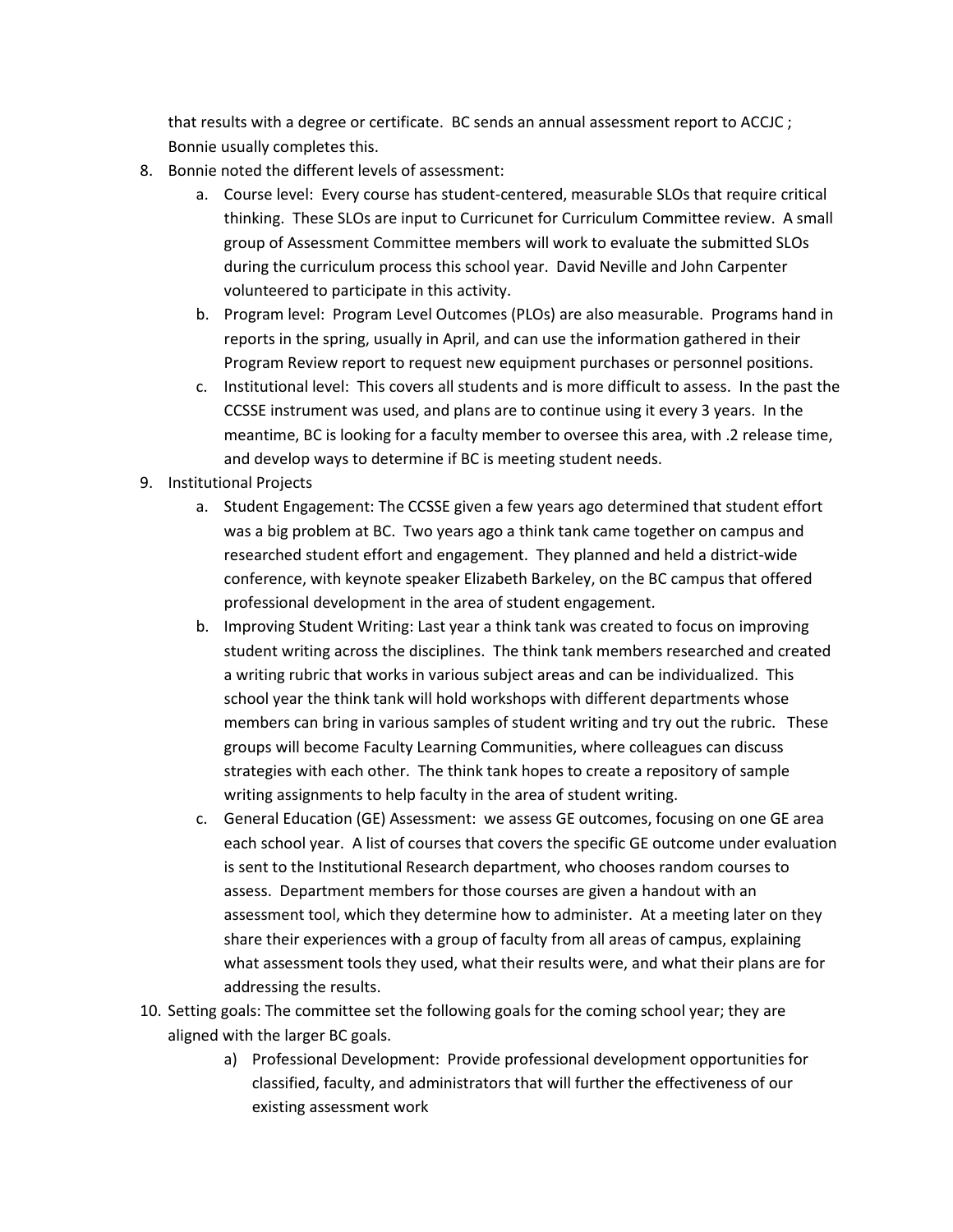that results with a degree or certificate. BC sends an annual assessment report to ACCJC ; Bonnie usually completes this.

8. Bonnie noted the different levels of assessment:
   a. Course level: Every course has student-centered, measurable SLOs that require critical thinking. These SLOs are input to Curricunet for Curriculum Committee review. A small group of Assessment Committee members will work to evaluate the submitted SLOs during the curriculum process this school year. David Neville and John Carpenter volunteered to participate in this activity.
   b. Program level: Program Level Outcomes (PLOs) are also measurable. Programs hand in reports in the spring, usually in April, and can use the information gathered in their Program Review report to request new equipment purchases or personnel positions.
   c. Institutional level: This covers all students and is more difficult to assess. In the past the CCSSE instrument was used, and plans are to continue using it every 3 years. In the meantime, BC is looking for a faculty member to oversee this area, with .2 release time, and develop ways to determine if BC is meeting student needs.
9. Institutional Projects
   a. Student Engagement: The CCSSE given a few years ago determined that student effort was a big problem at BC. Two years ago a think tank came together on campus and researched student effort and engagement. They planned and held a district-wide conference, with keynote speaker Elizabeth Barkeley, on the BC campus that offered professional development in the area of student engagement.
   b. Improving Student Writing: Last year a think tank was created to focus on improving student writing across the disciplines. The think tank members researched and created a writing rubric that works in various subject areas and can be individualized. This school year the think tank will hold workshops with different departments whose members can bring in various samples of student writing and try out the rubric. These groups will become Faculty Learning Communities, where colleagues can discuss strategies with each other. The think tank hopes to create a repository of sample writing assignments to help faculty in the area of student writing.
   c. General Education (GE) Assessment: we assess GE outcomes, focusing on one GE area each school year. A list of courses that covers the specific GE outcome under evaluation is sent to the Institutional Research department, who chooses random courses to assess. Department members for those courses are given a handout with an assessment tool, which they determine how to administer. At a meeting later on they share their experiences with a group of faculty from all areas of campus, explaining what assessment tools they used, what their results were, and what their plans are for addressing the results.
10. Setting goals: The committee set the following goals for the coming school year; they are aligned with the larger BC goals.
    a) Professional Development: Provide professional development opportunities for classified, faculty, and administrators that will further the effectiveness of our existing assessment work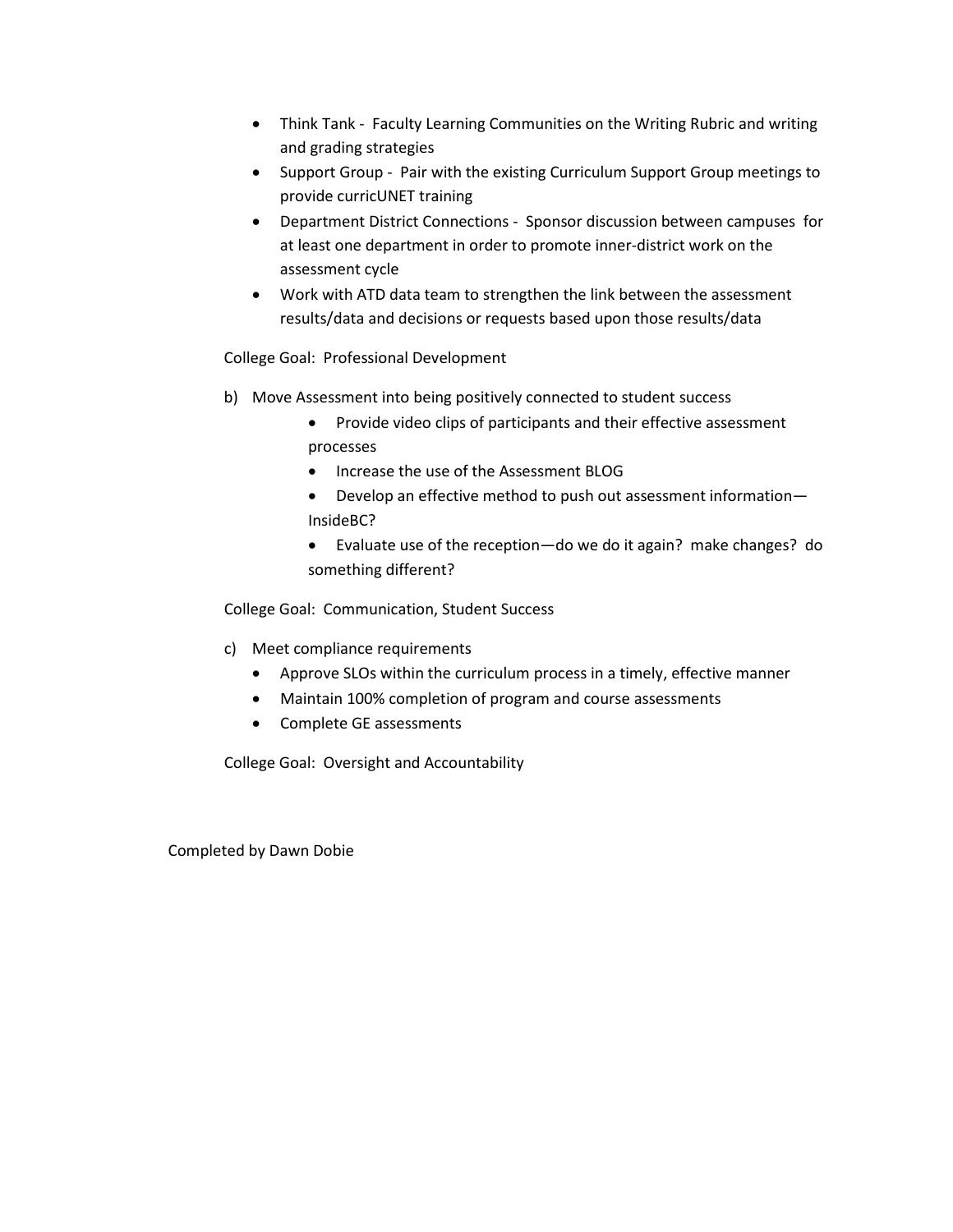- Think Tank - Faculty Learning Communities on the Writing Rubric and writing and grading strategies
- Support Group - Pair with the existing Curriculum Support Group meetings to provide curricUNET training
- Department District Connections - Sponsor discussion between campuses for at least one department in order to promote inner-district work on the assessment cycle
- Work with ATD data team to strengthen the link between the assessment results/data and decisions or requests based upon those results/data

College Goal: Professional Development

b) Move Assessment into being positively connected to student success

- Provide video clips of participants and their effective assessment processes
- Increase the use of the Assessment BLOG
- Develop an effective method to push out assessment information—InsideBC?
- Evaluate use of the reception—do we do it again? make changes? do something different?

College Goal: Communication, Student Success

c) Meet compliance requirements

- Approve SLOs within the curriculum process in a timely, effective manner
- Maintain 100% completion of program and course assessments
- Complete GE assessments

College Goal: Oversight and Accountability

Completed by Dawn Dobie